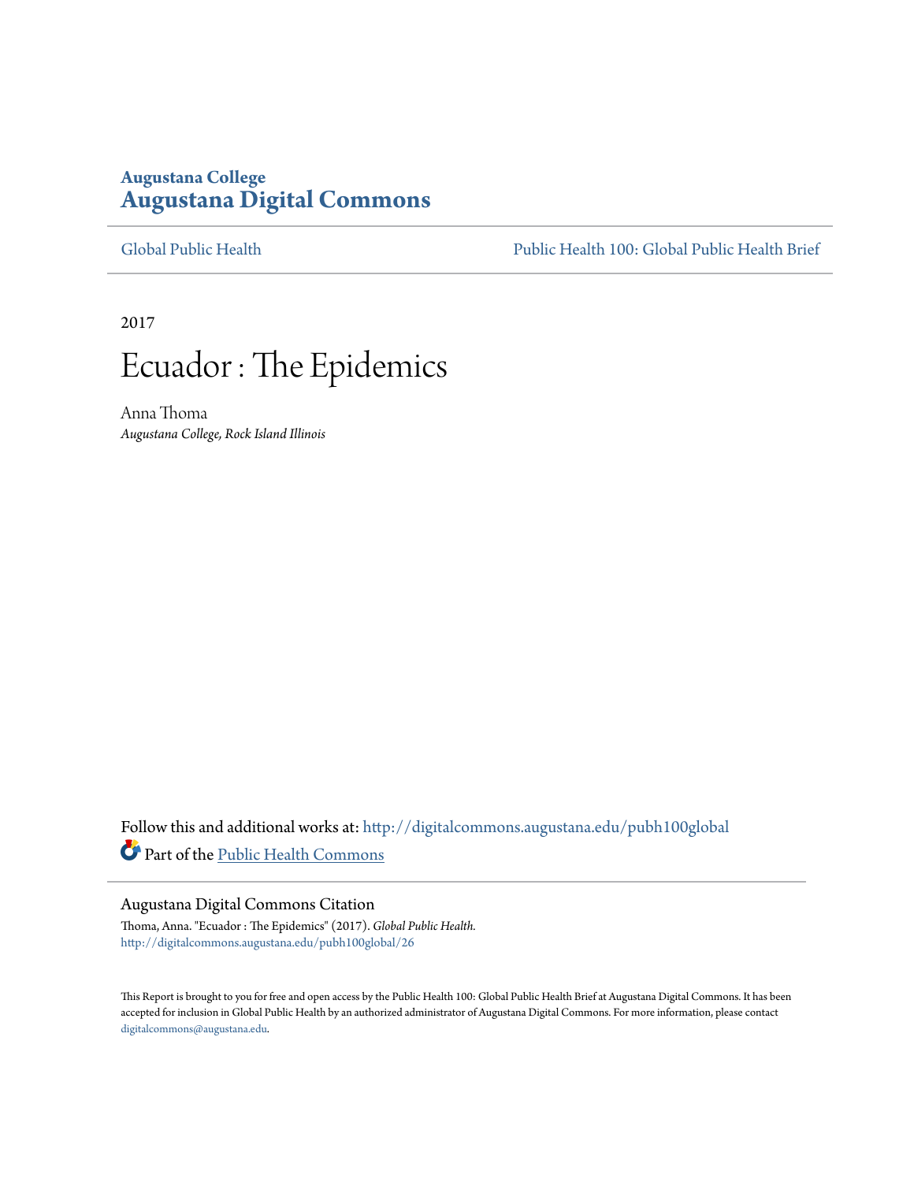Augustana College
**Augustana Digital Commons**

Global Public Health

Public Health 100: Global Public Health Brief

2017

# Ecuador : The Epidemics

Anna Thoma
*Augustana College, Rock Island Illinois*

Follow this and additional works at: http://digitalcommons.augustana.edu/pubh100global

Part of the Public Health Commons

## Augustana Digital Commons Citation

Thoma, Anna. "Ecuador : The Epidemics" (2017). *Global Public Health.*
http://digitalcommons.augustana.edu/pubh100global/26

This Report is brought to you for free and open access by the Public Health 100: Global Public Health Brief at Augustana Digital Commons. It has been accepted for inclusion in Global Public Health by an authorized administrator of Augustana Digital Commons. For more information, please contact digitalcommons@augustana.edu.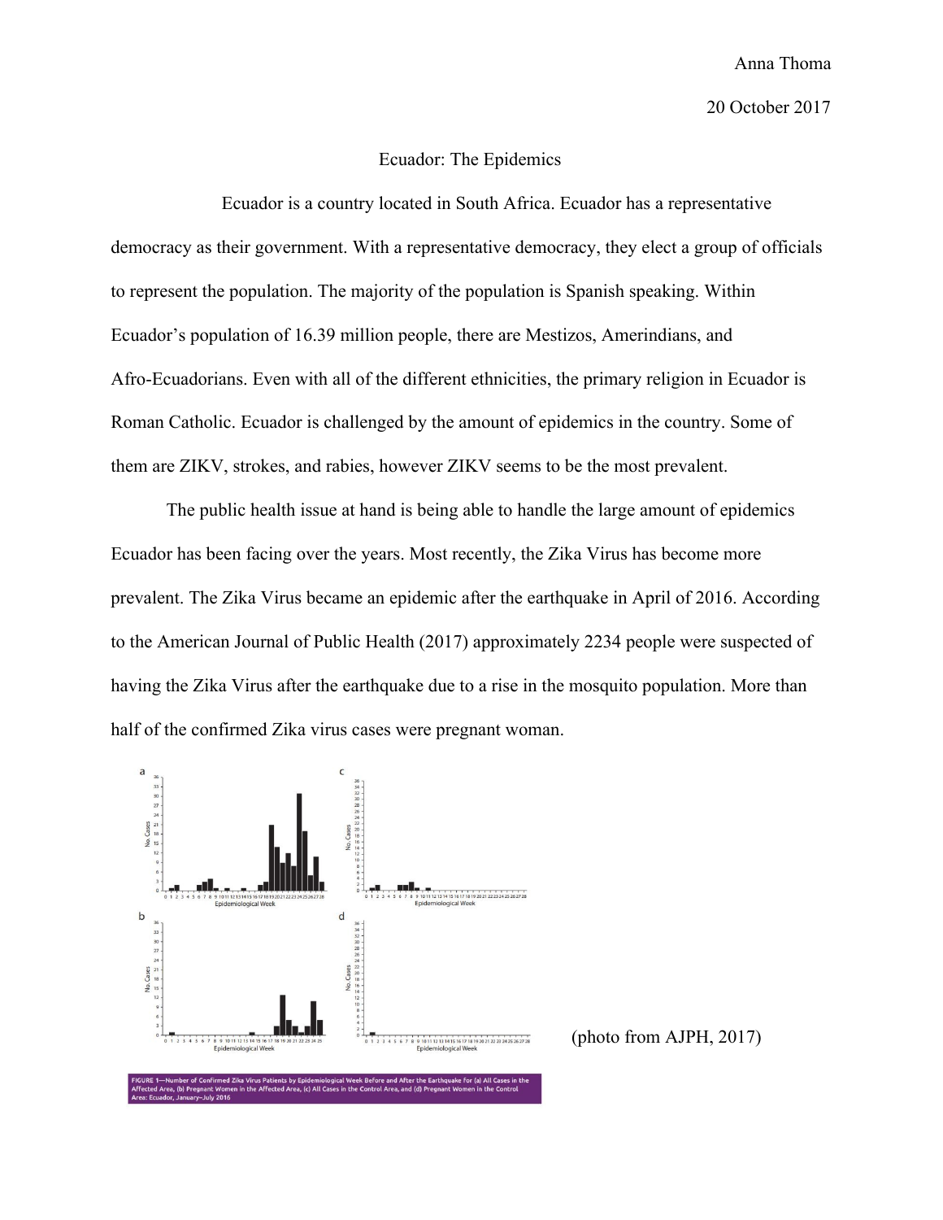Anna Thoma

20 October 2017

# Ecuador: The Epidemics

Ecuador is a country located in South Africa. Ecuador has a representative democracy as their government. With a representative democracy, they elect a group of officials to represent the population. The majority of the population is Spanish speaking. Within Ecuador's population of 16.39 million people, there are Mestizos, Amerindians, and Afro-Ecuadorians. Even with all of the different ethnicities, the primary religion in Ecuador is Roman Catholic. Ecuador is challenged by the amount of epidemics in the country. Some of them are ZIKV, strokes, and rabies, however ZIKV seems to be the most prevalent.

The public health issue at hand is being able to handle the large amount of epidemics Ecuador has been facing over the years. Most recently, the Zika Virus has become more prevalent. The Zika Virus became an epidemic after the earthquake in April of 2016. According to the American Journal of Public Health (2017) approximately 2234 people were suspected of having the Zika Virus after the earthquake due to a rise in the mosquito population. More than half of the confirmed Zika virus cases were pregnant woman.

FIGURE 1—Number of Confirmed Zika Virus Patients by Epidemiological Week Before and After the Earthquake For (a) All Cases in the Affected Area, (b) Pregnant Women in the Affected Area, (c) All Cases in the Control Area, and (d) Pregnant Women in the Control Area: Ecuador, January–July 2016

(photo from AJPH, 2017)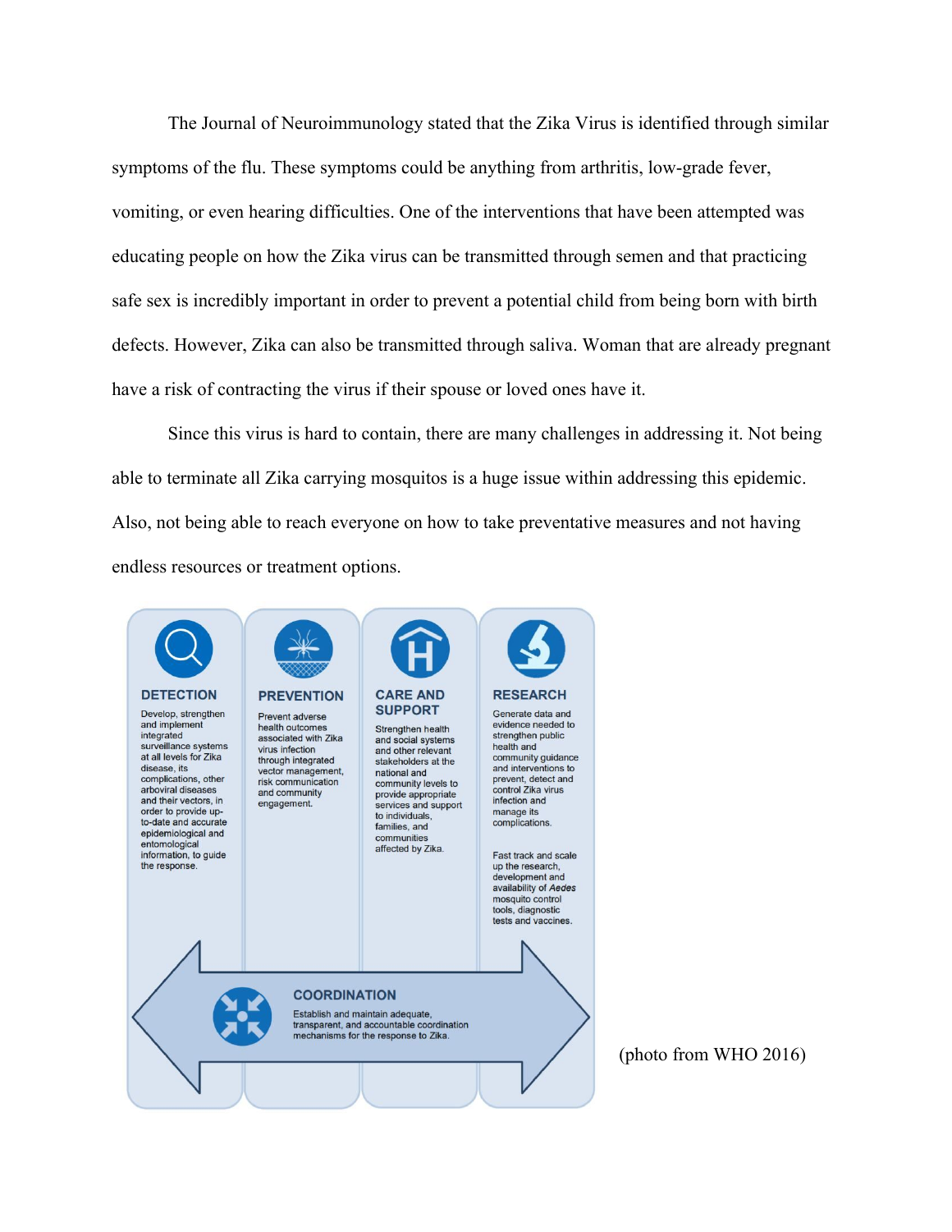The Journal of Neuroimmunology stated that the Zika Virus is identified through similar symptoms of the flu. These symptoms could be anything from arthritis, low-grade fever, vomiting, or even hearing difficulties. One of the interventions that have been attempted was educating people on how the Zika virus can be transmitted through semen and that practicing safe sex is incredibly important in order to prevent a potential child from being born with birth defects. However, Zika can also be transmitted through saliva. Woman that are already pregnant have a risk of contracting the virus if their spouse or loved ones have it.

Since this virus is hard to contain, there are many challenges in addressing it. Not being able to terminate all Zika carrying mosquitos is a huge issue within addressing this epidemic. Also, not being able to reach everyone on how to take preventative measures and not having endless resources or treatment options.

**DETECTION**

Develop, strengthen and implement integrated surveillance systems at all levels for Zika disease, its complications, other arboviral diseases and their vectors, in order to provide up-to-date and accurate epidemiological and entomological information, to guide the response.

**PREVENTION**

Prevent adverse health outcomes associated with Zika virus infection through integrated vector management, risk communication and community engagement.

**CARE AND SUPPORT**

Strengthen health and social systems and other relevant stakeholders at the national and community levels to provide appropriate services and support to individuals, families, and communities affected by Zika.

**RESEARCH**

Generate data and evidence needed to strengthen public health and community guidance and interventions to prevent, detect and control Zika virus infection and manage its complications.

Fast track and scale up the research, development and availability of *Aedes* mosquito control tools, diagnostic tests and vaccines.

**COORDINATION**

Establish and maintain adequate, transparent, and accountable coordination mechanisms for the response to Zika.

(photo from WHO 2016)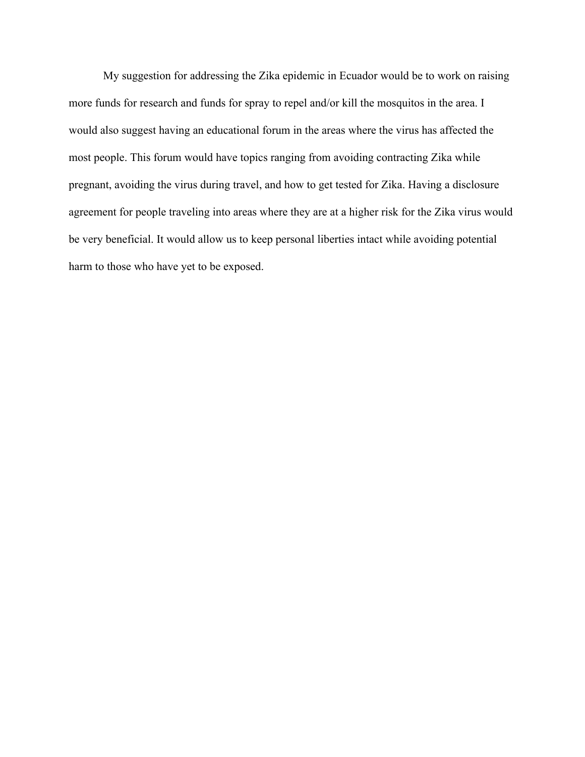My suggestion for addressing the Zika epidemic in Ecuador would be to work on raising more funds for research and funds for spray to repel and/or kill the mosquitos in the area. I would also suggest having an educational forum in the areas where the virus has affected the most people. This forum would have topics ranging from avoiding contracting Zika while pregnant, avoiding the virus during travel, and how to get tested for Zika. Having a disclosure agreement for people traveling into areas where they are at a higher risk for the Zika virus would be very beneficial. It would allow us to keep personal liberties intact while avoiding potential harm to those who have yet to be exposed.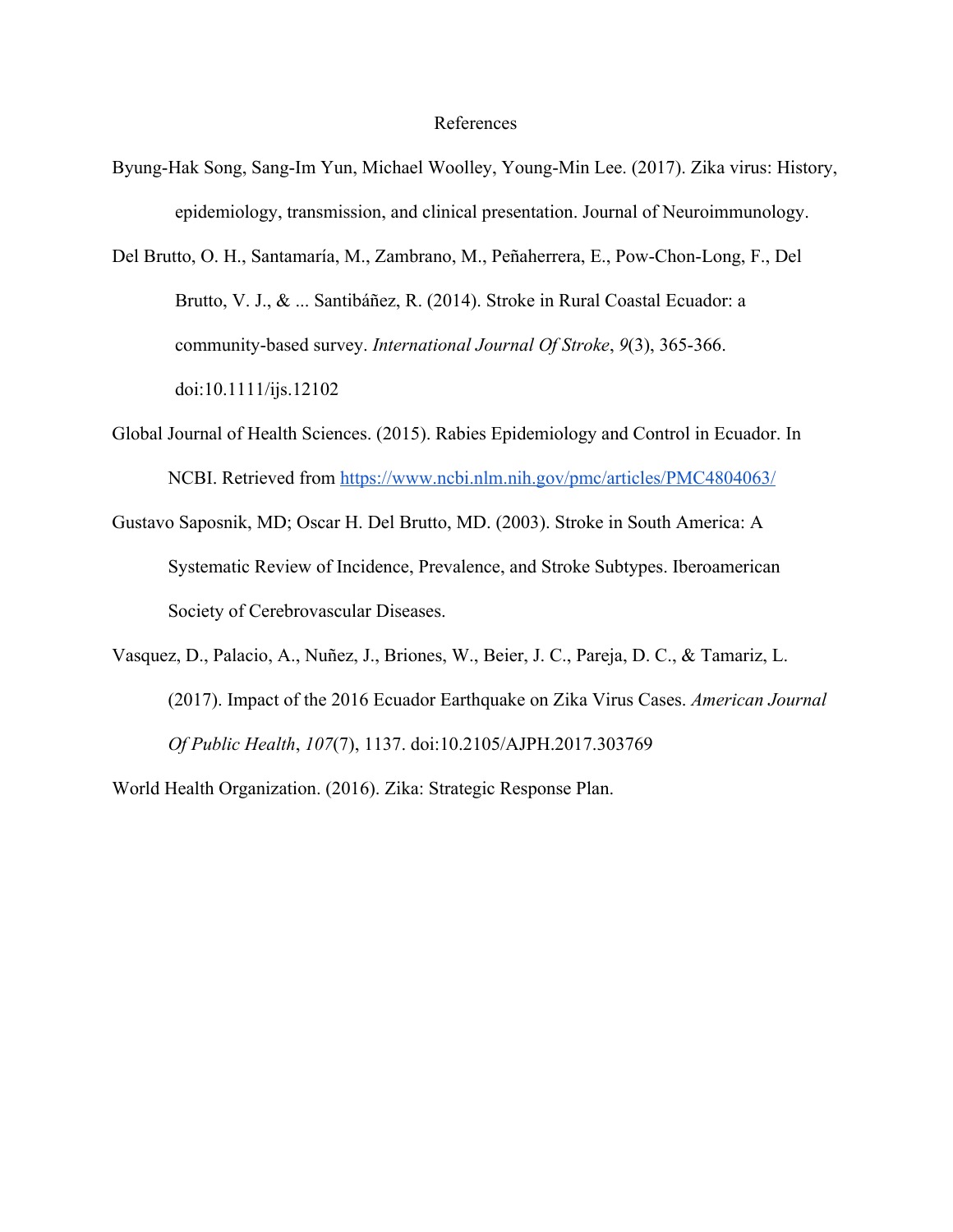# References

Byung-Hak Song, Sang-Im Yun, Michael Woolley, Young-Min Lee. (2017). Zika virus: History, epidemiology, transmission, and clinical presentation. Journal of Neuroimmunology.

Del Brutto, O. H., Santamaría, M., Zambrano, M., Peñaherrera, E., Pow-Chon-Long, F., Del Brutto, V. J., & ... Santibáñez, R. (2014). Stroke in Rural Coastal Ecuador: a community-based survey. *International Journal Of Stroke*, *9*(3), 365-366. doi:10.1111/ijs.12102

Global Journal of Health Sciences. (2015). Rabies Epidemiology and Control in Ecuador. In NCBI. Retrieved from https://www.ncbi.nlm.nih.gov/pmc/articles/PMC4804063/

Gustavo Saposnik, MD; Oscar H. Del Brutto, MD. (2003). Stroke in South America: A Systematic Review of Incidence, Prevalence, and Stroke Subtypes. Iberoamerican Society of Cerebrovascular Diseases.

Vasquez, D., Palacio, A., Nuñez, J., Briones, W., Beier, J. C., Pareja, D. C., & Tamariz, L. (2017). Impact of the 2016 Ecuador Earthquake on Zika Virus Cases. *American Journal Of Public Health*, *107*(7), 1137. doi:10.2105/AJPH.2017.303769

World Health Organization. (2016). Zika: Strategic Response Plan.